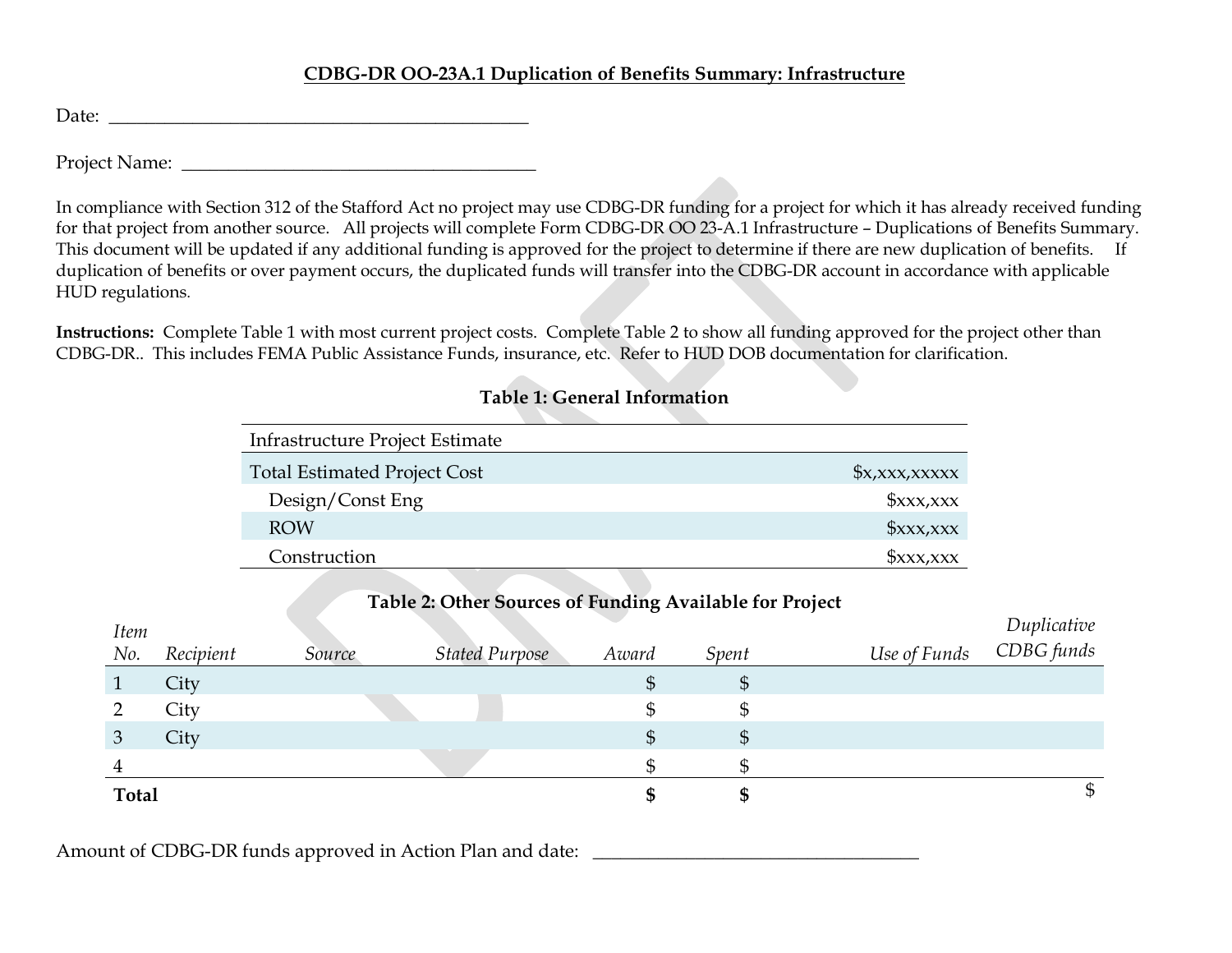# CDBG-DR OO-23A.1 Duplication of Benefits Summary: Infrastructure

Date: ____________________________________________

Project Name: ____________________________________

In compliance with Section 312 of the Stafford Act no project may use CDBG-DR funding for a project for which it has already received funding for that project from another source. All projects will complete Form CDBG-DR OO 23-A.1 Infrastructure – Duplications of Benefits Summary. This document will be updated if any additional funding is approved for the project to determine if there are new duplication of benefits. If duplication of benefits or over payment occurs, the duplicated funds will transfer into the CDBG-DR account in accordance with applicable HUD regulations.

**Instructions:** Complete Table 1 with most current project costs. Complete Table 2 to show all funding approved for the project other than CDBG-DR.. This includes FEMA Public Assistance Funds, insurance, etc. Refer to HUD DOB documentation for clarification.

**Table 1: General Information**

| Infrastructure Project Estimate | |
|---|---|
| Total Estimated Project Cost | $x,xxx,xxxxx |
| Design/Const Eng | $xxx,xxx |
| ROW | $xxx,xxx |
| Construction | $xxx,xxx |

**Table 2: Other Sources of Funding Available for Project**

| *Item No.* | *Recipient* | *Source* | *Stated Purpose* | *Award* | *Spent* | *Use of Funds* | *Duplicative CDBG funds* |
|---|---|---|---|---|---|---|---|
| 1 | City | | | $ | $ | | |
| 2 | City | | | $ | $ | | |
| 3 | City | | | $ | $ | | |
| 4 | | | | $ | $ | | |
| **Total** | | | | **$** | **$** | | $ |

Amount of CDBG-DR funds approved in Action Plan and date: ________________________________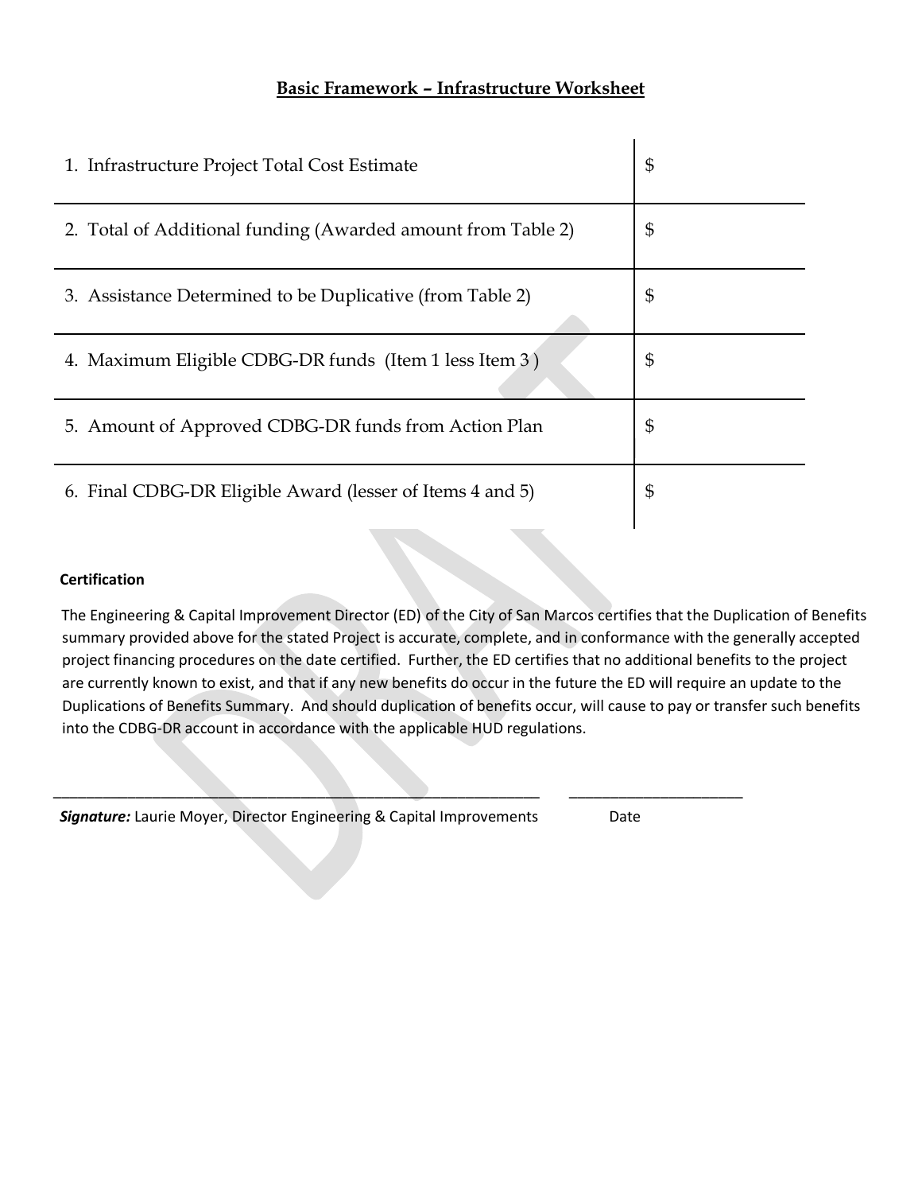## Basic Framework – Infrastructure Worksheet

| | |
|---|---|
| 1. Infrastructure Project Total Cost Estimate | $ |
| 2. Total of Additional funding (Awarded amount from Table 2) | $ |
| 3. Assistance Determined to be Duplicative (from Table 2) | $ |
| 4. Maximum Eligible CDBG-DR funds (Item 1 less Item 3 ) | $ |
| 5. Amount of Approved CDBG-DR funds from Action Plan | $ |
| 6. Final CDBG-DR Eligible Award (lesser of Items 4 and 5) | $ |

**Certification**

The Engineering & Capital Improvement Director (ED) of the City of San Marcos certifies that the Duplication of Benefits summary provided above for the stated Project is accurate, complete, and in conformance with the generally accepted project financing procedures on the date certified. Further, the ED certifies that no additional benefits to the project are currently known to exist, and that if any new benefits do occur in the future the ED will require an update to the Duplications of Benefits Summary. And should duplication of benefits occur, will cause to pay or transfer such benefits into the CDBG-DR account in accordance with the applicable HUD regulations.

\_\_\_\_\_\_\_\_\_\_\_\_\_\_\_\_\_\_\_\_\_\_\_\_\_\_\_\_\_\_\_\_\_\_\_\_\_\_\_\_\_\_\_\_\_\_\_\_\_\_\_\_\_\_\_\_\_\_\_\_ \_\_\_\_\_\_\_\_\_\_\_\_\_\_\_\_\_\_\_\_\_\_

***Signature:*** Laurie Moyer, Director Engineering & Capital Improvements Date